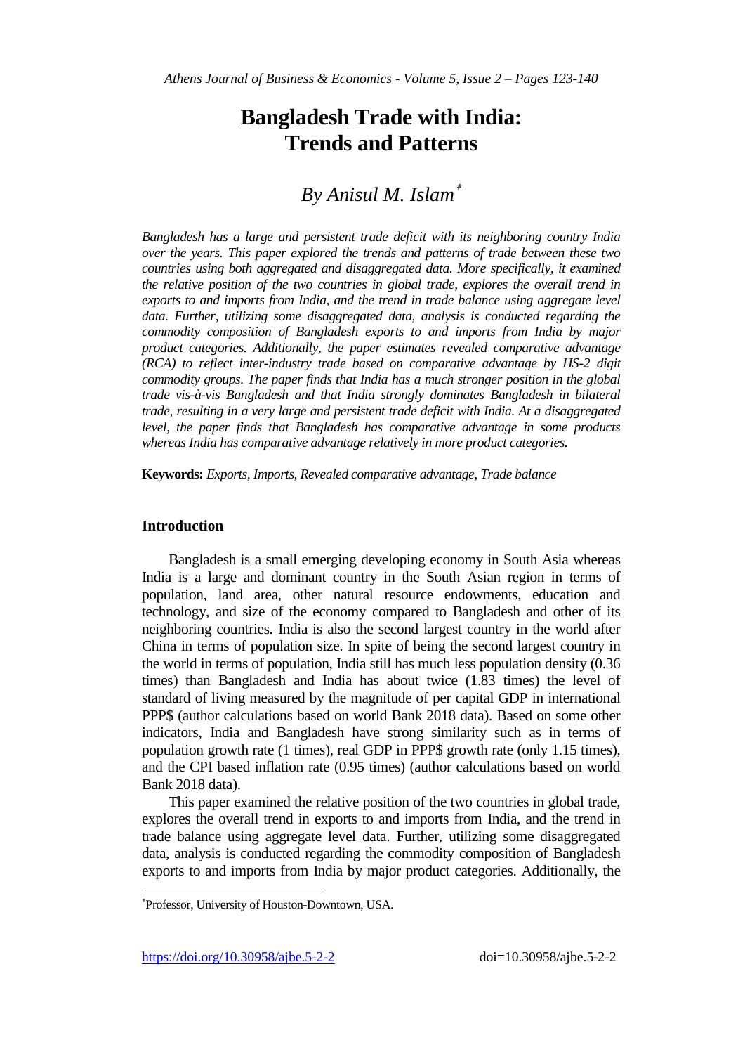# Bangladesh Trade with India: Trends and Patterns

## By Anisul M. Islam[*]

*Bangladesh has a large and persistent trade deficit with its neighboring country India over the years. This paper explored the trends and patterns of trade between these two countries using both aggregated and disaggregated data. More specifically, it examined the relative position of the two countries in global trade, explores the overall trend in exports to and imports from India, and the trend in trade balance using aggregate level data. Further, utilizing some disaggregated data, analysis is conducted regarding the commodity composition of Bangladesh exports to and imports from India by major product categories. Additionally, the paper estimates revealed comparative advantage (RCA) to reflect inter-industry trade based on comparative advantage by HS-2 digit commodity groups. The paper finds that India has a much stronger position in the global trade vis-à-vis Bangladesh and that India strongly dominates Bangladesh in bilateral trade, resulting in a very large and persistent trade deficit with India. At a disaggregated level, the paper finds that Bangladesh has comparative advantage in some products whereas India has comparative advantage relatively in more product categories.*

**Keywords:** *Exports, Imports, Revealed comparative advantage, Trade balance*

### Introduction

Bangladesh is a small emerging developing economy in South Asia whereas India is a large and dominant country in the South Asian region in terms of population, land area, other natural resource endowments, education and technology, and size of the economy compared to Bangladesh and other of its neighboring countries. India is also the second largest country in the world after China in terms of population size. In spite of being the second largest country in the world in terms of population, India still has much less population density (0.36 times) than Bangladesh and India has about twice (1.83 times) the level of standard of living measured by the magnitude of per capital GDP in international PPP$ (author calculations based on world Bank 2018 data). Based on some other indicators, India and Bangladesh have strong similarity such as in terms of population growth rate (1 times), real GDP in PPP$ growth rate (only 1.15 times), and the CPI based inflation rate (0.95 times) (author calculations based on world Bank 2018 data).

This paper examined the relative position of the two countries in global trade, explores the overall trend in exports to and imports from India, and the trend in trade balance using aggregate level data. Further, utilizing some disaggregated data, analysis is conducted regarding the commodity composition of Bangladesh exports to and imports from India by major product categories. Additionally, the

---

[*] Professor, University of Houston-Downtown, USA.

https://doi.org/10.30958/ajbe.5-2-2 doi=10.30958/ajbe.5-2-2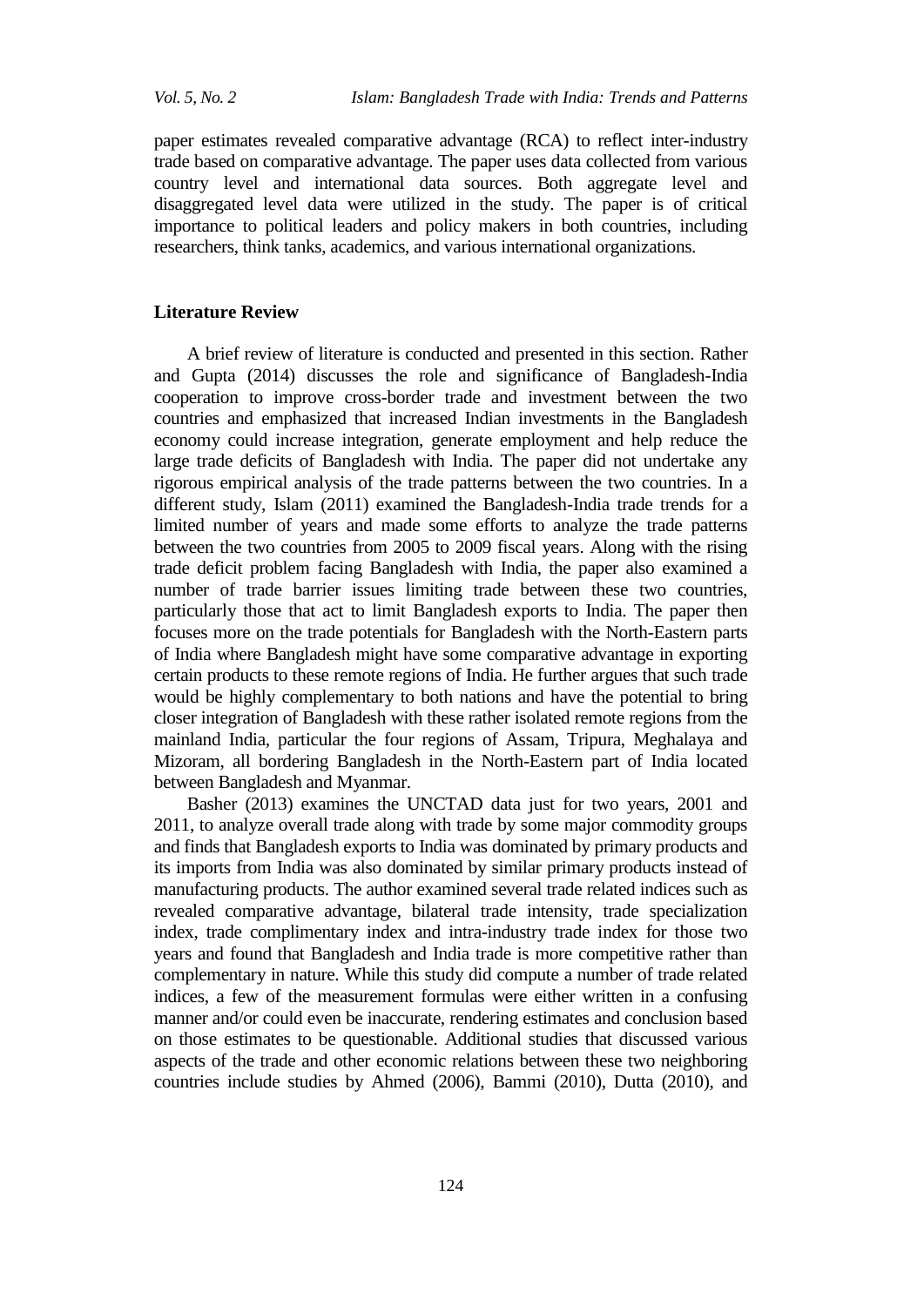paper estimates revealed comparative advantage (RCA) to reflect inter-industry trade based on comparative advantage. The paper uses data collected from various country level and international data sources. Both aggregate level and disaggregated level data were utilized in the study. The paper is of critical importance to political leaders and policy makers in both countries, including researchers, think tanks, academics, and various international organizations.

## Literature Review

A brief review of literature is conducted and presented in this section. Rather and Gupta (2014) discusses the role and significance of Bangladesh-India cooperation to improve cross-border trade and investment between the two countries and emphasized that increased Indian investments in the Bangladesh economy could increase integration, generate employment and help reduce the large trade deficits of Bangladesh with India. The paper did not undertake any rigorous empirical analysis of the trade patterns between the two countries. In a different study, Islam (2011) examined the Bangladesh-India trade trends for a limited number of years and made some efforts to analyze the trade patterns between the two countries from 2005 to 2009 fiscal years. Along with the rising trade deficit problem facing Bangladesh with India, the paper also examined a number of trade barrier issues limiting trade between these two countries, particularly those that act to limit Bangladesh exports to India. The paper then focuses more on the trade potentials for Bangladesh with the North-Eastern parts of India where Bangladesh might have some comparative advantage in exporting certain products to these remote regions of India. He further argues that such trade would be highly complementary to both nations and have the potential to bring closer integration of Bangladesh with these rather isolated remote regions from the mainland India, particular the four regions of Assam, Tripura, Meghalaya and Mizoram, all bordering Bangladesh in the North-Eastern part of India located between Bangladesh and Myanmar.

Basher (2013) examines the UNCTAD data just for two years, 2001 and 2011, to analyze overall trade along with trade by some major commodity groups and finds that Bangladesh exports to India was dominated by primary products and its imports from India was also dominated by similar primary products instead of manufacturing products. The author examined several trade related indices such as revealed comparative advantage, bilateral trade intensity, trade specialization index, trade complimentary index and intra-industry trade index for those two years and found that Bangladesh and India trade is more competitive rather than complementary in nature. While this study did compute a number of trade related indices, a few of the measurement formulas were either written in a confusing manner and/or could even be inaccurate, rendering estimates and conclusion based on those estimates to be questionable. Additional studies that discussed various aspects of the trade and other economic relations between these two neighboring countries include studies by Ahmed (2006), Bammi (2010), Dutta (2010), and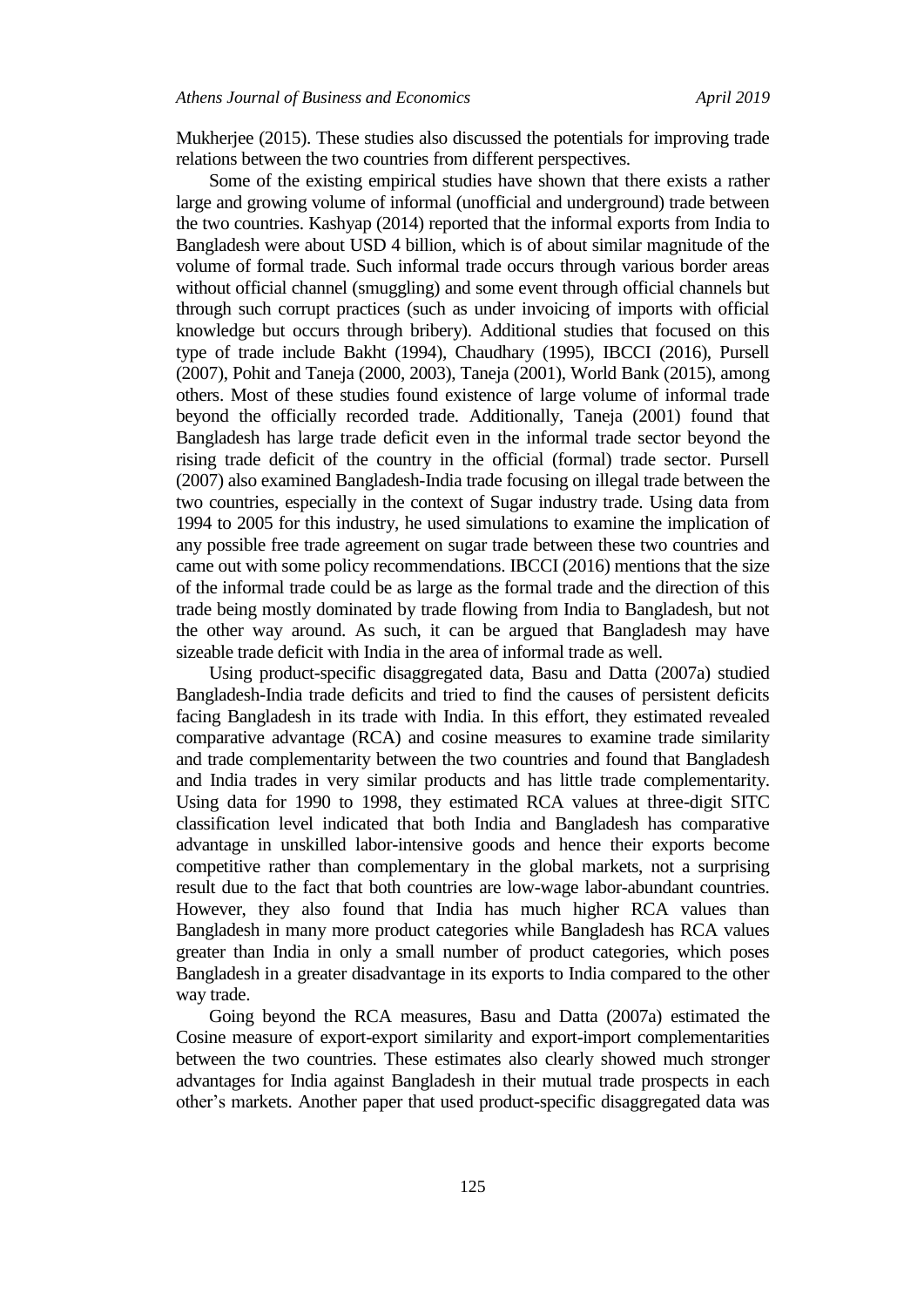Mukherjee (2015). These studies also discussed the potentials for improving trade relations between the two countries from different perspectives.

Some of the existing empirical studies have shown that there exists a rather large and growing volume of informal (unofficial and underground) trade between the two countries. Kashyap (2014) reported that the informal exports from India to Bangladesh were about USD 4 billion, which is of about similar magnitude of the volume of formal trade. Such informal trade occurs through various border areas without official channel (smuggling) and some event through official channels but through such corrupt practices (such as under invoicing of imports with official knowledge but occurs through bribery). Additional studies that focused on this type of trade include Bakht (1994), Chaudhary (1995), IBCCI (2016), Pursell (2007), Pohit and Taneja (2000, 2003), Taneja (2001), World Bank (2015), among others. Most of these studies found existence of large volume of informal trade beyond the officially recorded trade. Additionally, Taneja (2001) found that Bangladesh has large trade deficit even in the informal trade sector beyond the rising trade deficit of the country in the official (formal) trade sector. Pursell (2007) also examined Bangladesh-India trade focusing on illegal trade between the two countries, especially in the context of Sugar industry trade. Using data from 1994 to 2005 for this industry, he used simulations to examine the implication of any possible free trade agreement on sugar trade between these two countries and came out with some policy recommendations. IBCCI (2016) mentions that the size of the informal trade could be as large as the formal trade and the direction of this trade being mostly dominated by trade flowing from India to Bangladesh, but not the other way around. As such, it can be argued that Bangladesh may have sizeable trade deficit with India in the area of informal trade as well.

Using product-specific disaggregated data, Basu and Datta (2007a) studied Bangladesh-India trade deficits and tried to find the causes of persistent deficits facing Bangladesh in its trade with India. In this effort, they estimated revealed comparative advantage (RCA) and cosine measures to examine trade similarity and trade complementarity between the two countries and found that Bangladesh and India trades in very similar products and has little trade complementarity. Using data for 1990 to 1998, they estimated RCA values at three-digit SITC classification level indicated that both India and Bangladesh has comparative advantage in unskilled labor-intensive goods and hence their exports become competitive rather than complementary in the global markets, not a surprising result due to the fact that both countries are low-wage labor-abundant countries. However, they also found that India has much higher RCA values than Bangladesh in many more product categories while Bangladesh has RCA values greater than India in only a small number of product categories, which poses Bangladesh in a greater disadvantage in its exports to India compared to the other way trade.

Going beyond the RCA measures, Basu and Datta (2007a) estimated the Cosine measure of export-export similarity and export-import complementarities between the two countries. These estimates also clearly showed much stronger advantages for India against Bangladesh in their mutual trade prospects in each other's markets. Another paper that used product-specific disaggregated data was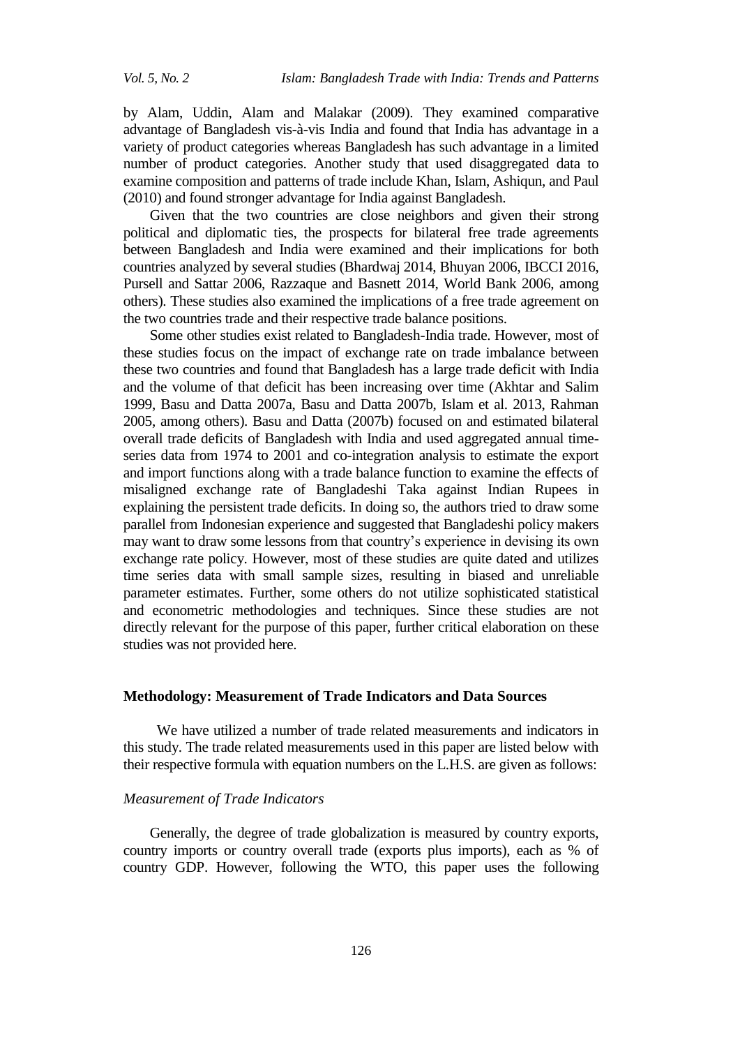by Alam, Uddin, Alam and Malakar (2009). They examined comparative advantage of Bangladesh vis-à-vis India and found that India has advantage in a variety of product categories whereas Bangladesh has such advantage in a limited number of product categories. Another study that used disaggregated data to examine composition and patterns of trade include Khan, Islam, Ashiqun, and Paul (2010) and found stronger advantage for India against Bangladesh.

Given that the two countries are close neighbors and given their strong political and diplomatic ties, the prospects for bilateral free trade agreements between Bangladesh and India were examined and their implications for both countries analyzed by several studies (Bhardwaj 2014, Bhuyan 2006, IBCCI 2016, Pursell and Sattar 2006, Razzaque and Basnett 2014, World Bank 2006, among others). These studies also examined the implications of a free trade agreement on the two countries trade and their respective trade balance positions.

Some other studies exist related to Bangladesh-India trade. However, most of these studies focus on the impact of exchange rate on trade imbalance between these two countries and found that Bangladesh has a large trade deficit with India and the volume of that deficit has been increasing over time (Akhtar and Salim 1999, Basu and Datta 2007a, Basu and Datta 2007b, Islam et al. 2013, Rahman 2005, among others). Basu and Datta (2007b) focused on and estimated bilateral overall trade deficits of Bangladesh with India and used aggregated annual time-series data from 1974 to 2001 and co-integration analysis to estimate the export and import functions along with a trade balance function to examine the effects of misaligned exchange rate of Bangladeshi Taka against Indian Rupees in explaining the persistent trade deficits. In doing so, the authors tried to draw some parallel from Indonesian experience and suggested that Bangladeshi policy makers may want to draw some lessons from that country's experience in devising its own exchange rate policy. However, most of these studies are quite dated and utilizes time series data with small sample sizes, resulting in biased and unreliable parameter estimates. Further, some others do not utilize sophisticated statistical and econometric methodologies and techniques. Since these studies are not directly relevant for the purpose of this paper, further critical elaboration on these studies was not provided here.

## Methodology: Measurement of Trade Indicators and Data Sources

We have utilized a number of trade related measurements and indicators in this study. The trade related measurements used in this paper are listed below with their respective formula with equation numbers on the L.H.S. are given as follows:

### *Measurement of Trade Indicators*

Generally, the degree of trade globalization is measured by country exports, country imports or country overall trade (exports plus imports), each as % of country GDP. However, following the WTO, this paper uses the following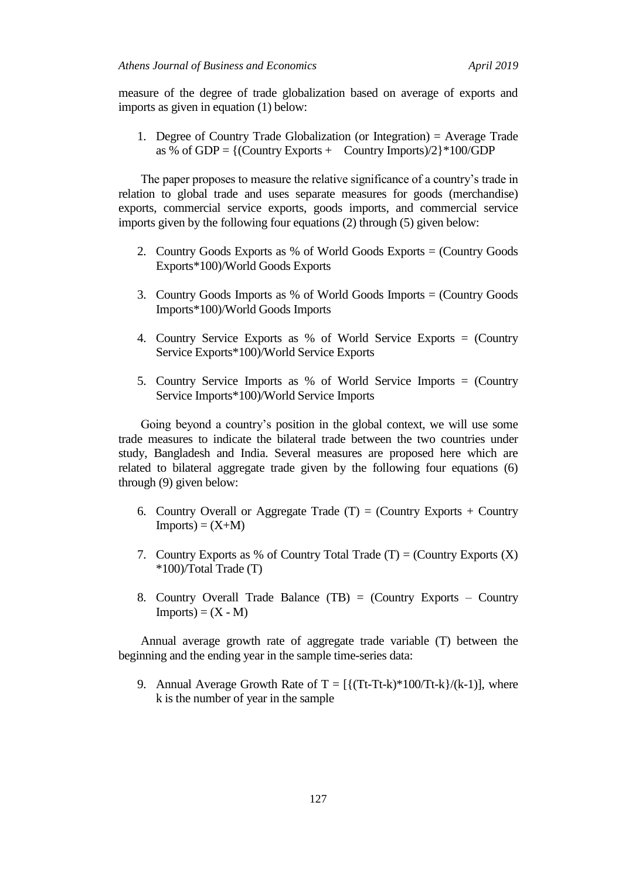measure of the degree of trade globalization based on average of exports and imports as given in equation (1) below:

1. Degree of Country Trade Globalization (or Integration) = Average Trade as % of GDP = {(Country Exports + Country Imports)/2}*100/GDP

The paper proposes to measure the relative significance of a country's trade in relation to global trade and uses separate measures for goods (merchandise) exports, commercial service exports, goods imports, and commercial service imports given by the following four equations (2) through (5) given below:

2. Country Goods Exports as % of World Goods Exports = (Country Goods Exports*100)/World Goods Exports

3. Country Goods Imports as % of World Goods Imports = (Country Goods Imports*100)/World Goods Imports

4. Country Service Exports as % of World Service Exports = (Country Service Exports*100)/World Service Exports

5. Country Service Imports as % of World Service Imports = (Country Service Imports*100)/World Service Imports

Going beyond a country's position in the global context, we will use some trade measures to indicate the bilateral trade between the two countries under study, Bangladesh and India. Several measures are proposed here which are related to bilateral aggregate trade given by the following four equations (6) through (9) given below:

6. Country Overall or Aggregate Trade (T) = (Country Exports + Country Imports) = (X+M)

7. Country Exports as % of Country Total Trade (T) = (Country Exports (X) *100)/Total Trade (T)

8. Country Overall Trade Balance (TB) = (Country Exports – Country Imports) = (X - M)

Annual average growth rate of aggregate trade variable (T) between the beginning and the ending year in the sample time-series data:

9. Annual Average Growth Rate of T = $[\{(T_t-T_{t-k})*100/T_{t-k}\}/(k-1)]$, where k is the number of year in the sample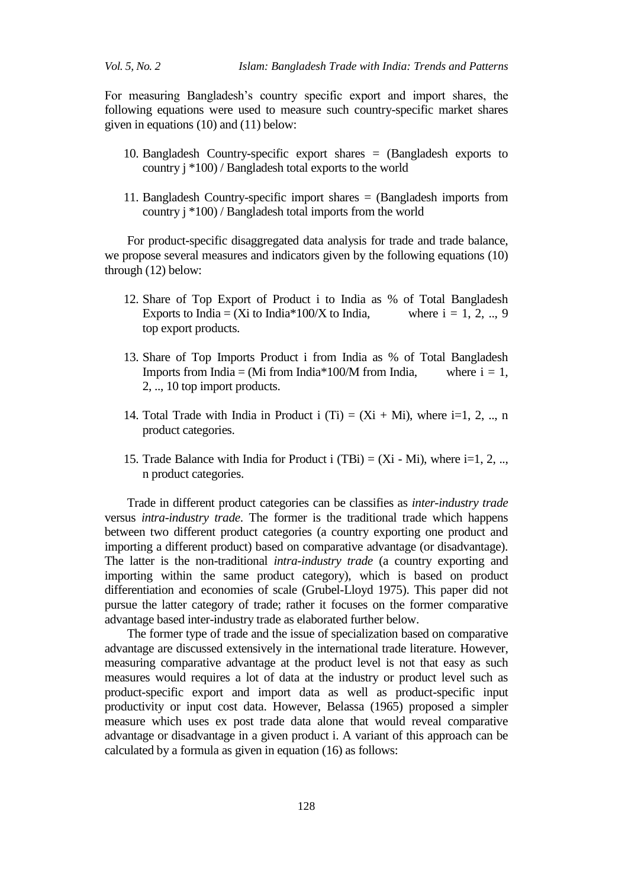For measuring Bangladesh's country specific export and import shares, the following equations were used to measure such country-specific market shares given in equations (10) and (11) below:

10. Bangladesh Country-specific export shares = (Bangladesh exports to country j *100) / Bangladesh total exports to the world

11. Bangladesh Country-specific import shares = (Bangladesh imports from country j *100) / Bangladesh total imports from the world

For product-specific disaggregated data analysis for trade and trade balance, we propose several measures and indicators given by the following equations (10) through (12) below:

12. Share of Top Export of Product i to India as % of Total Bangladesh Exports to India = (Xi to India*100/X to India, where i = 1, 2, .., 9 top export products.

13. Share of Top Imports Product i from India as % of Total Bangladesh Imports from India = (Mi from India*100/M from India, where i = 1, 2, .., 10 top import products.

14. Total Trade with India in Product i (Ti) = (Xi + Mi), where i=1, 2, .., n product categories.

15. Trade Balance with India for Product i (TBi) = (Xi - Mi), where i=1, 2, .., n product categories.

Trade in different product categories can be classifies as *inter-industry trade* versus *intra-industry trade*. The former is the traditional trade which happens between two different product categories (a country exporting one product and importing a different product) based on comparative advantage (or disadvantage). The latter is the non-traditional *intra-industry trade* (a country exporting and importing within the same product category), which is based on product differentiation and economies of scale (Grubel-Lloyd 1975). This paper did not pursue the latter category of trade; rather it focuses on the former comparative advantage based inter-industry trade as elaborated further below.

The former type of trade and the issue of specialization based on comparative advantage are discussed extensively in the international trade literature. However, measuring comparative advantage at the product level is not that easy as such measures would requires a lot of data at the industry or product level such as product-specific export and import data as well as product-specific input productivity or input cost data. However, Belassa (1965) proposed a simpler measure which uses ex post trade data alone that would reveal comparative advantage or disadvantage in a given product i. A variant of this approach can be calculated by a formula as given in equation (16) as follows: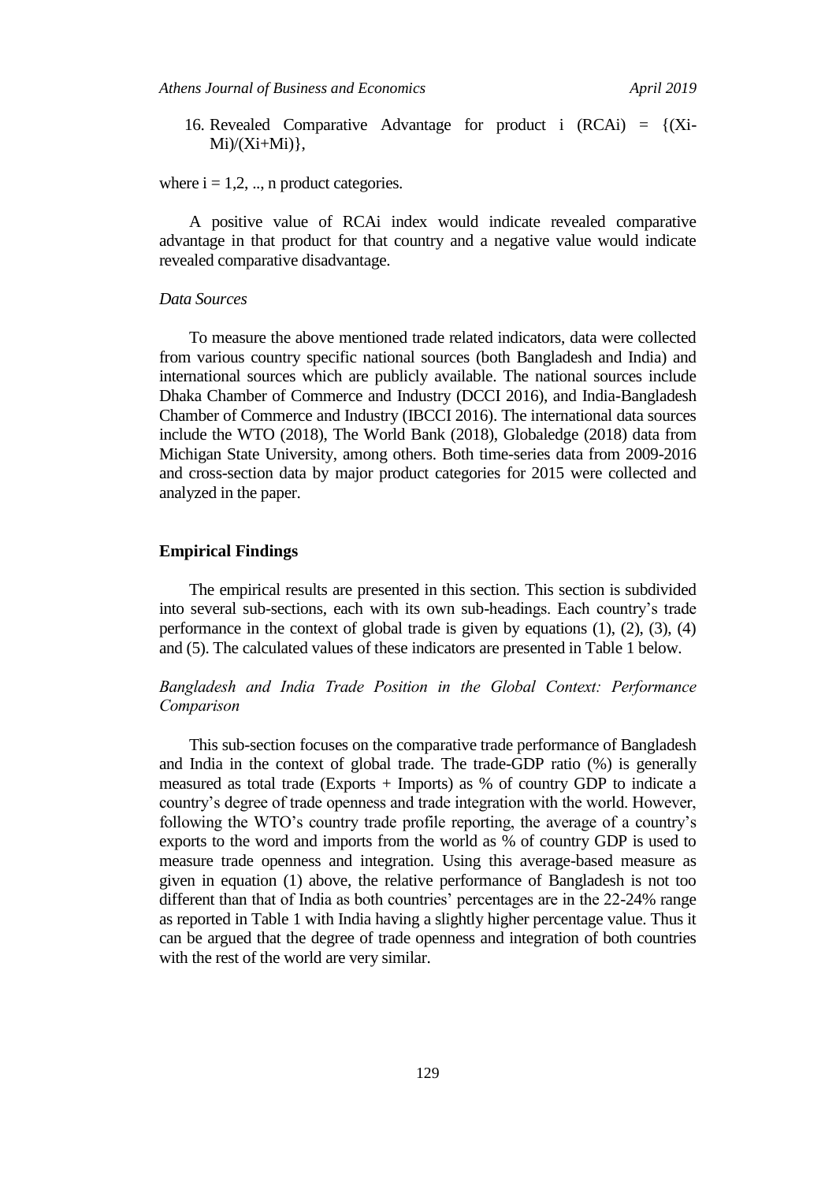16. Revealed Comparative Advantage for product i ($RCA_i$) = $\{(X_i-M_i)/(X_i+M_i)\}$,

where i = 1,2, .., n product categories.

A positive value of $RCA_i$ index would indicate revealed comparative advantage in that product for that country and a negative value would indicate revealed comparative disadvantage.

*Data Sources*

To measure the above mentioned trade related indicators, data were collected from various country specific national sources (both Bangladesh and India) and international sources which are publicly available. The national sources include Dhaka Chamber of Commerce and Industry (DCCI 2016), and India-Bangladesh Chamber of Commerce and Industry (IBCCI 2016). The international data sources include the WTO (2018), The World Bank (2018), Globaledge (2018) data from Michigan State University, among others. Both time-series data from 2009-2016 and cross-section data by major product categories for 2015 were collected and analyzed in the paper.

## Empirical Findings

The empirical results are presented in this section. This section is subdivided into several sub-sections, each with its own sub-headings. Each country's trade performance in the context of global trade is given by equations (1), (2), (3), (4) and (5). The calculated values of these indicators are presented in Table 1 below.

*Bangladesh and India Trade Position in the Global Context: Performance Comparison*

This sub-section focuses on the comparative trade performance of Bangladesh and India in the context of global trade. The trade-GDP ratio (%) is generally measured as total trade (Exports + Imports) as % of country GDP to indicate a country's degree of trade openness and trade integration with the world. However, following the WTO's country trade profile reporting, the average of a country's exports to the word and imports from the world as % of country GDP is used to measure trade openness and integration. Using this average-based measure as given in equation (1) above, the relative performance of Bangladesh is not too different than that of India as both countries' percentages are in the 22-24% range as reported in Table 1 with India having a slightly higher percentage value. Thus it can be argued that the degree of trade openness and integration of both countries with the rest of the world are very similar.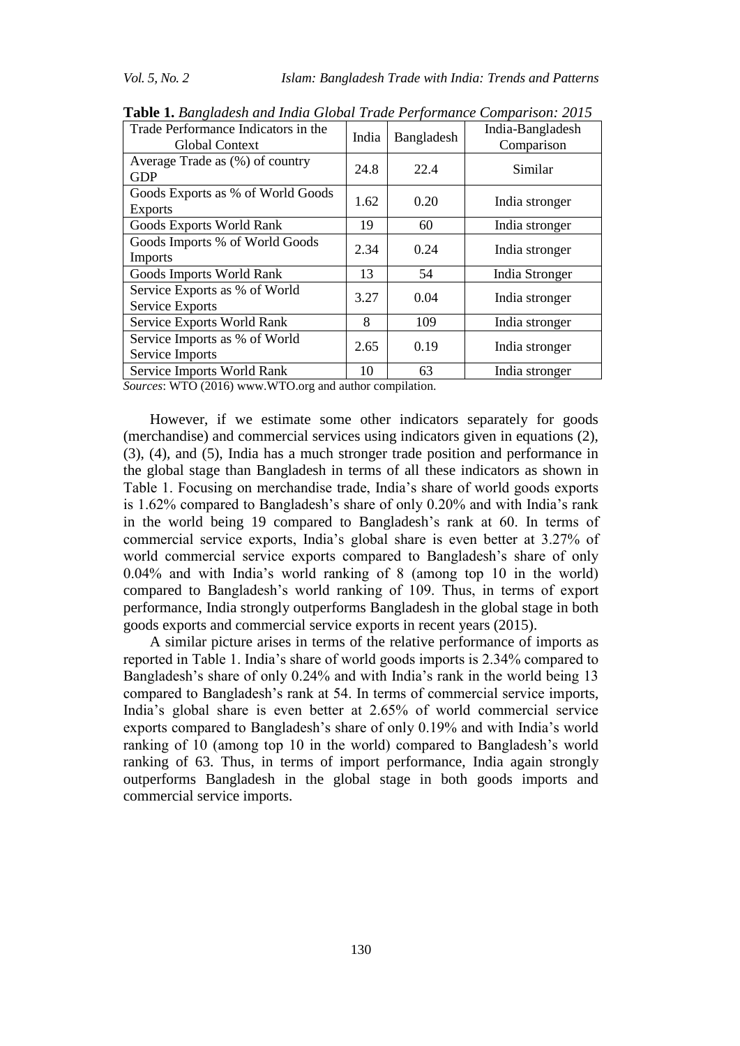**Table 1.** *Bangladesh and India Global Trade Performance Comparison: 2015*

| Trade Performance Indicators in the Global Context | India | Bangladesh | India-Bangladesh Comparison |
|---|---|---|---|
| Average Trade as (%) of country GDP | 24.8 | 22.4 | Similar |
| Goods Exports as % of World Goods Exports | 1.62 | 0.20 | India stronger |
| Goods Exports World Rank | 19 | 60 | India stronger |
| Goods Imports % of World Goods Imports | 2.34 | 0.24 | India stronger |
| Goods Imports World Rank | 13 | 54 | India Stronger |
| Service Exports as % of World Service Exports | 3.27 | 0.04 | India stronger |
| Service Exports World Rank | 8 | 109 | India stronger |
| Service Imports as % of World Service Imports | 2.65 | 0.19 | India stronger |
| Service Imports World Rank | 10 | 63 | India stronger |

*Sources*: WTO (2016) www.WTO.org and author compilation.

However, if we estimate some other indicators separately for goods (merchandise) and commercial services using indicators given in equations (2), (3), (4), and (5), India has a much stronger trade position and performance in the global stage than Bangladesh in terms of all these indicators as shown in Table 1. Focusing on merchandise trade, India's share of world goods exports is 1.62% compared to Bangladesh's share of only 0.20% and with India's rank in the world being 19 compared to Bangladesh's rank at 60. In terms of commercial service exports, India's global share is even better at 3.27% of world commercial service exports compared to Bangladesh's share of only 0.04% and with India's world ranking of 8 (among top 10 in the world) compared to Bangladesh's world ranking of 109. Thus, in terms of export performance, India strongly outperforms Bangladesh in the global stage in both goods exports and commercial service exports in recent years (2015).

A similar picture arises in terms of the relative performance of imports as reported in Table 1. India's share of world goods imports is 2.34% compared to Bangladesh's share of only 0.24% and with India's rank in the world being 13 compared to Bangladesh's rank at 54. In terms of commercial service imports, India's global share is even better at 2.65% of world commercial service exports compared to Bangladesh's share of only 0.19% and with India's world ranking of 10 (among top 10 in the world) compared to Bangladesh's world ranking of 63. Thus, in terms of import performance, India again strongly outperforms Bangladesh in the global stage in both goods imports and commercial service imports.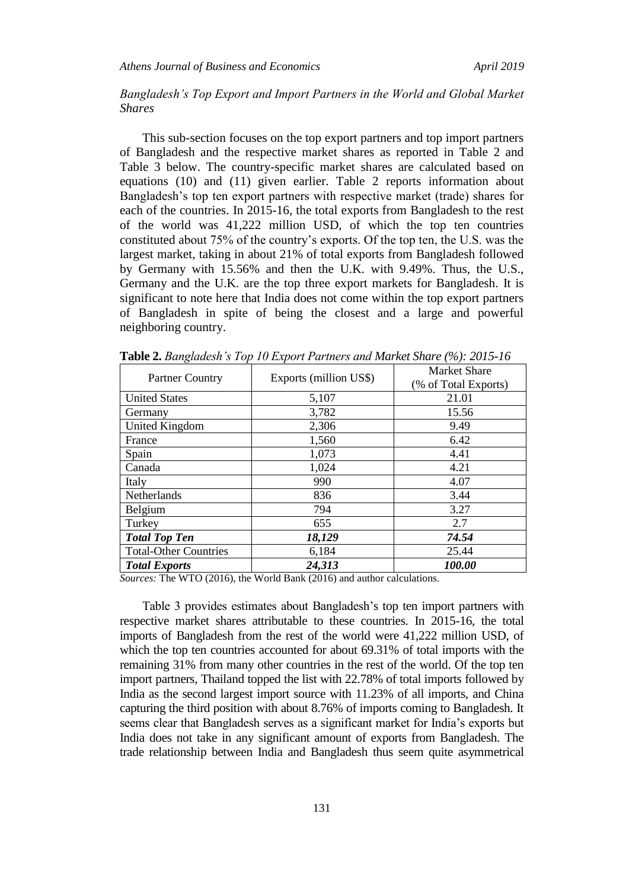*Bangladesh's Top Export and Import Partners in the World and Global Market Shares*

This sub-section focuses on the top export partners and top import partners of Bangladesh and the respective market shares as reported in Table 2 and Table 3 below. The country-specific market shares are calculated based on equations (10) and (11) given earlier. Table 2 reports information about Bangladesh's top ten export partners with respective market (trade) shares for each of the countries. In 2015-16, the total exports from Bangladesh to the rest of the world was 41,222 million USD, of which the top ten countries constituted about 75% of the country's exports. Of the top ten, the U.S. was the largest market, taking in about 21% of total exports from Bangladesh followed by Germany with 15.56% and then the U.K. with 9.49%. Thus, the U.S., Germany and the U.K. are the top three export markets for Bangladesh. It is significant to note here that India does not come within the top export partners of Bangladesh in spite of being the closest and a large and powerful neighboring country.

**Table 2.** *Bangladesh's Top 10 Export Partners and Market Share (%): 2015-16*

| Partner Country | Exports (million US$) | Market Share (% of Total Exports) |
|---|---|---|
| United States | 5,107 | 21.01 |
| Germany | 3,782 | 15.56 |
| United Kingdom | 2,306 | 9.49 |
| France | 1,560 | 6.42 |
| Spain | 1,073 | 4.41 |
| Canada | 1,024 | 4.21 |
| Italy | 990 | 4.07 |
| Netherlands | 836 | 3.44 |
| Belgium | 794 | 3.27 |
| Turkey | 655 | 2.7 |
| ***Total Top Ten*** | ***18,129*** | ***74.54*** |
| Total-Other Countries | 6,184 | 25.44 |
| ***Total Exports*** | ***24,313*** | ***100.00*** |

*Sources:* The WTO (2016), the World Bank (2016) and author calculations.

Table 3 provides estimates about Bangladesh's top ten import partners with respective market shares attributable to these countries. In 2015-16, the total imports of Bangladesh from the rest of the world were 41,222 million USD, of which the top ten countries accounted for about 69.31% of total imports with the remaining 31% from many other countries in the rest of the world. Of the top ten import partners, Thailand topped the list with 22.78% of total imports followed by India as the second largest import source with 11.23% of all imports, and China capturing the third position with about 8.76% of imports coming to Bangladesh. It seems clear that Bangladesh serves as a significant market for India's exports but India does not take in any significant amount of exports from Bangladesh. The trade relationship between India and Bangladesh thus seem quite asymmetrical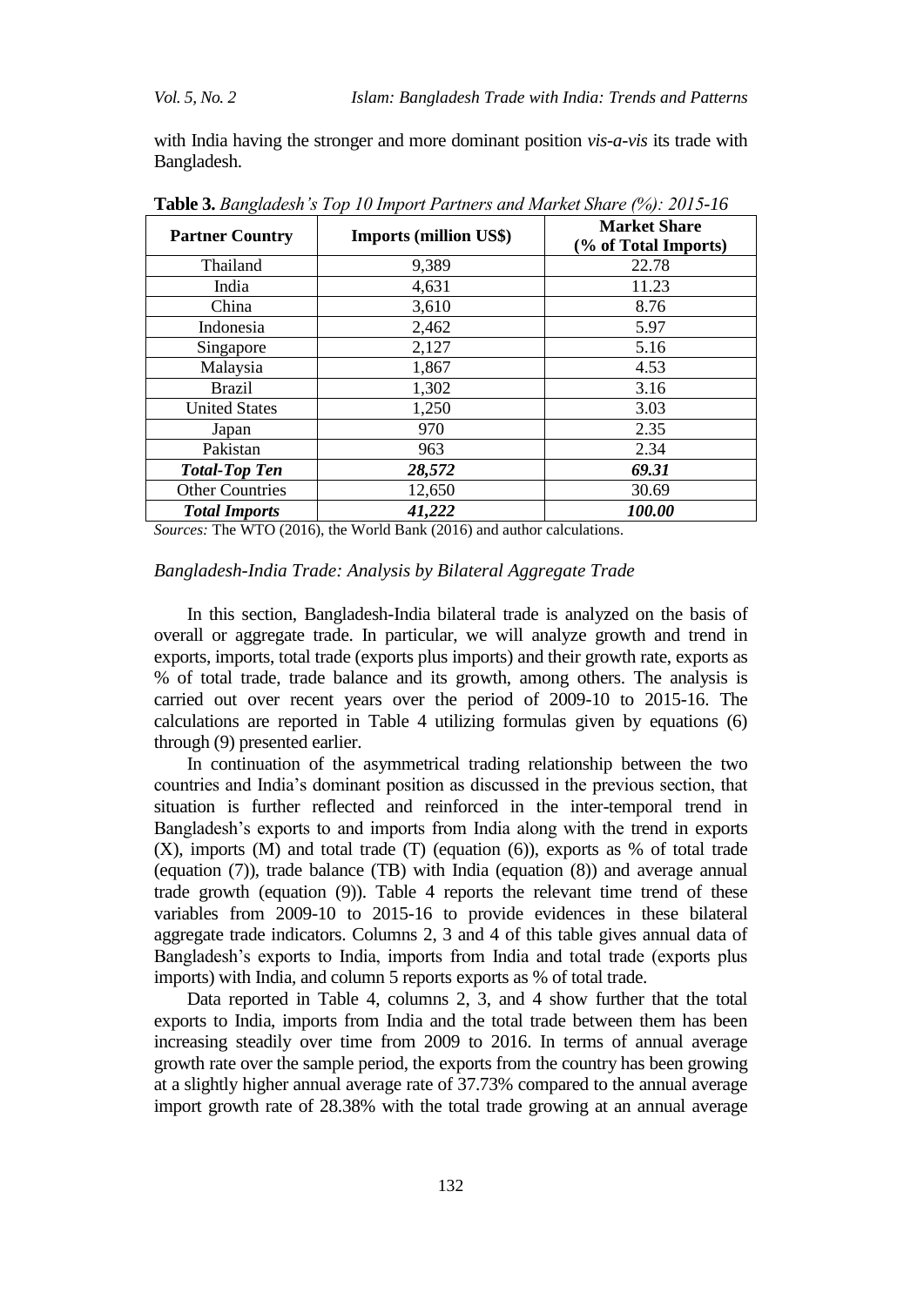with India having the stronger and more dominant position *vis-a-vis* its trade with Bangladesh.

**Table 3.** *Bangladesh's Top 10 Import Partners and Market Share (%): 2015-16*

| Partner Country | Imports (million US$) | Market Share (% of Total Imports) |
|---|---|---|
| Thailand | 9,389 | 22.78 |
| India | 4,631 | 11.23 |
| China | 3,610 | 8.76 |
| Indonesia | 2,462 | 5.97 |
| Singapore | 2,127 | 5.16 |
| Malaysia | 1,867 | 4.53 |
| Brazil | 1,302 | 3.16 |
| United States | 1,250 | 3.03 |
| Japan | 970 | 2.35 |
| Pakistan | 963 | 2.34 |
| ***Total-Top Ten*** | ***28,572*** | ***69.31*** |
| Other Countries | 12,650 | 30.69 |
| ***Total Imports*** | ***41,222*** | ***100.00*** |

*Sources:* The WTO (2016), the World Bank (2016) and author calculations.

### *Bangladesh-India Trade: Analysis by Bilateral Aggregate Trade*

In this section, Bangladesh-India bilateral trade is analyzed on the basis of overall or aggregate trade. In particular, we will analyze growth and trend in exports, imports, total trade (exports plus imports) and their growth rate, exports as % of total trade, trade balance and its growth, among others. The analysis is carried out over recent years over the period of 2009-10 to 2015-16. The calculations are reported in Table 4 utilizing formulas given by equations (6) through (9) presented earlier.

In continuation of the asymmetrical trading relationship between the two countries and India's dominant position as discussed in the previous section, that situation is further reflected and reinforced in the inter-temporal trend in Bangladesh's exports to and imports from India along with the trend in exports (X), imports (M) and total trade (T) (equation (6)), exports as % of total trade (equation (7)), trade balance (TB) with India (equation (8)) and average annual trade growth (equation (9)). Table 4 reports the relevant time trend of these variables from 2009-10 to 2015-16 to provide evidences in these bilateral aggregate trade indicators. Columns 2, 3 and 4 of this table gives annual data of Bangladesh's exports to India, imports from India and total trade (exports plus imports) with India, and column 5 reports exports as % of total trade.

Data reported in Table 4, columns 2, 3, and 4 show further that the total exports to India, imports from India and the total trade between them has been increasing steadily over time from 2009 to 2016. In terms of annual average growth rate over the sample period, the exports from the country has been growing at a slightly higher annual average rate of 37.73% compared to the annual average import growth rate of 28.38% with the total trade growing at an annual average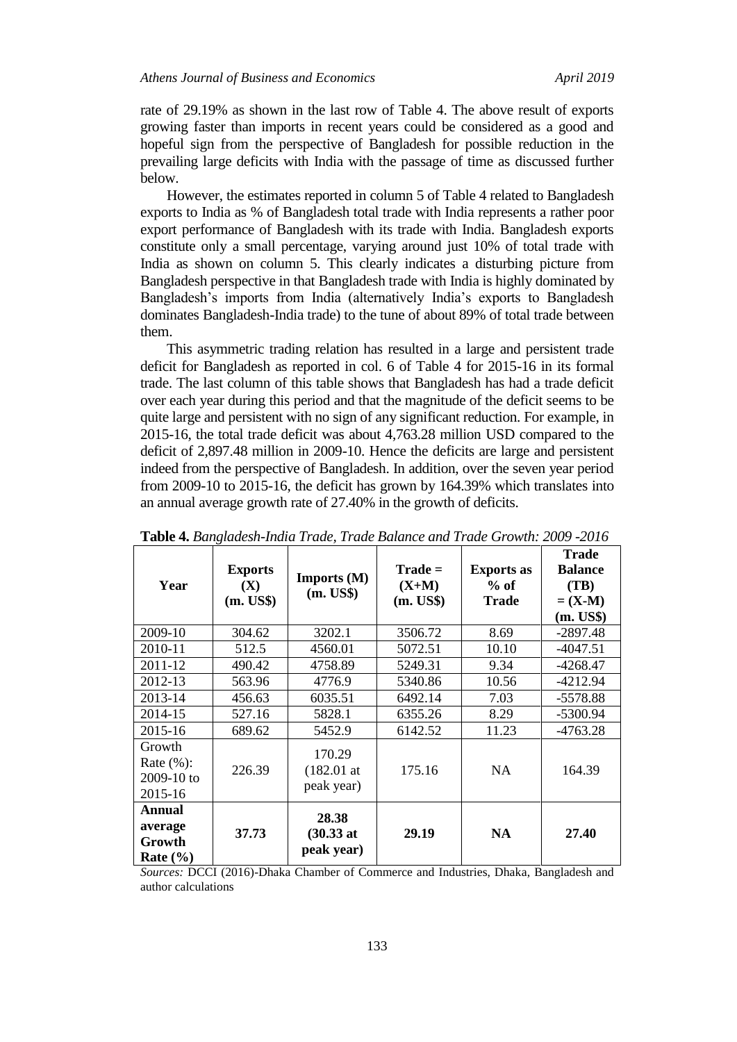rate of 29.19% as shown in the last row of Table 4. The above result of exports growing faster than imports in recent years could be considered as a good and hopeful sign from the perspective of Bangladesh for possible reduction in the prevailing large deficits with India with the passage of time as discussed further below.

However, the estimates reported in column 5 of Table 4 related to Bangladesh exports to India as % of Bangladesh total trade with India represents a rather poor export performance of Bangladesh with its trade with India. Bangladesh exports constitute only a small percentage, varying around just 10% of total trade with India as shown on column 5. This clearly indicates a disturbing picture from Bangladesh perspective in that Bangladesh trade with India is highly dominated by Bangladesh's imports from India (alternatively India's exports to Bangladesh dominates Bangladesh-India trade) to the tune of about 89% of total trade between them.

This asymmetric trading relation has resulted in a large and persistent trade deficit for Bangladesh as reported in col. 6 of Table 4 for 2015-16 in its formal trade. The last column of this table shows that Bangladesh has had a trade deficit over each year during this period and that the magnitude of the deficit seems to be quite large and persistent with no sign of any significant reduction. For example, in 2015-16, the total trade deficit was about 4,763.28 million USD compared to the deficit of 2,897.48 million in 2009-10. Hence the deficits are large and persistent indeed from the perspective of Bangladesh. In addition, over the seven year period from 2009-10 to 2015-16, the deficit has grown by 164.39% which translates into an annual average growth rate of 27.40% in the growth of deficits.

**Table 4.** *Bangladesh-India Trade, Trade Balance and Trade Growth: 2009 -2016*

| Year | Exports (X) (m. US$) | Imports (M) (m. US$) | Trade = (X+M) (m. US$) | Exports as % of Trade | Trade Balance (TB) = (X-M) (m. US$) |
|---|---|---|---|---|---|
| 2009-10 | 304.62 | 3202.1 | 3506.72 | 8.69 | -2897.48 |
| 2010-11 | 512.5 | 4560.01 | 5072.51 | 10.10 | -4047.51 |
| 2011-12 | 490.42 | 4758.89 | 5249.31 | 9.34 | -4268.47 |
| 2012-13 | 563.96 | 4776.9 | 5340.86 | 10.56 | -4212.94 |
| 2013-14 | 456.63 | 6035.51 | 6492.14 | 7.03 | -5578.88 |
| 2014-15 | 527.16 | 5828.1 | 6355.26 | 8.29 | -5300.94 |
| 2015-16 | 689.62 | 5452.9 | 6142.52 | 11.23 | -4763.28 |
| Growth Rate (%): 2009-10 to 2015-16 | 226.39 | 170.29 (182.01 at peak year) | 175.16 | NA | 164.39 |
| **Annual average Growth Rate (%)** | **37.73** | **28.38 (30.33 at peak year)** | **29.19** | **NA** | **27.40** |

*Sources:* DCCI (2016)-Dhaka Chamber of Commerce and Industries, Dhaka, Bangladesh and author calculations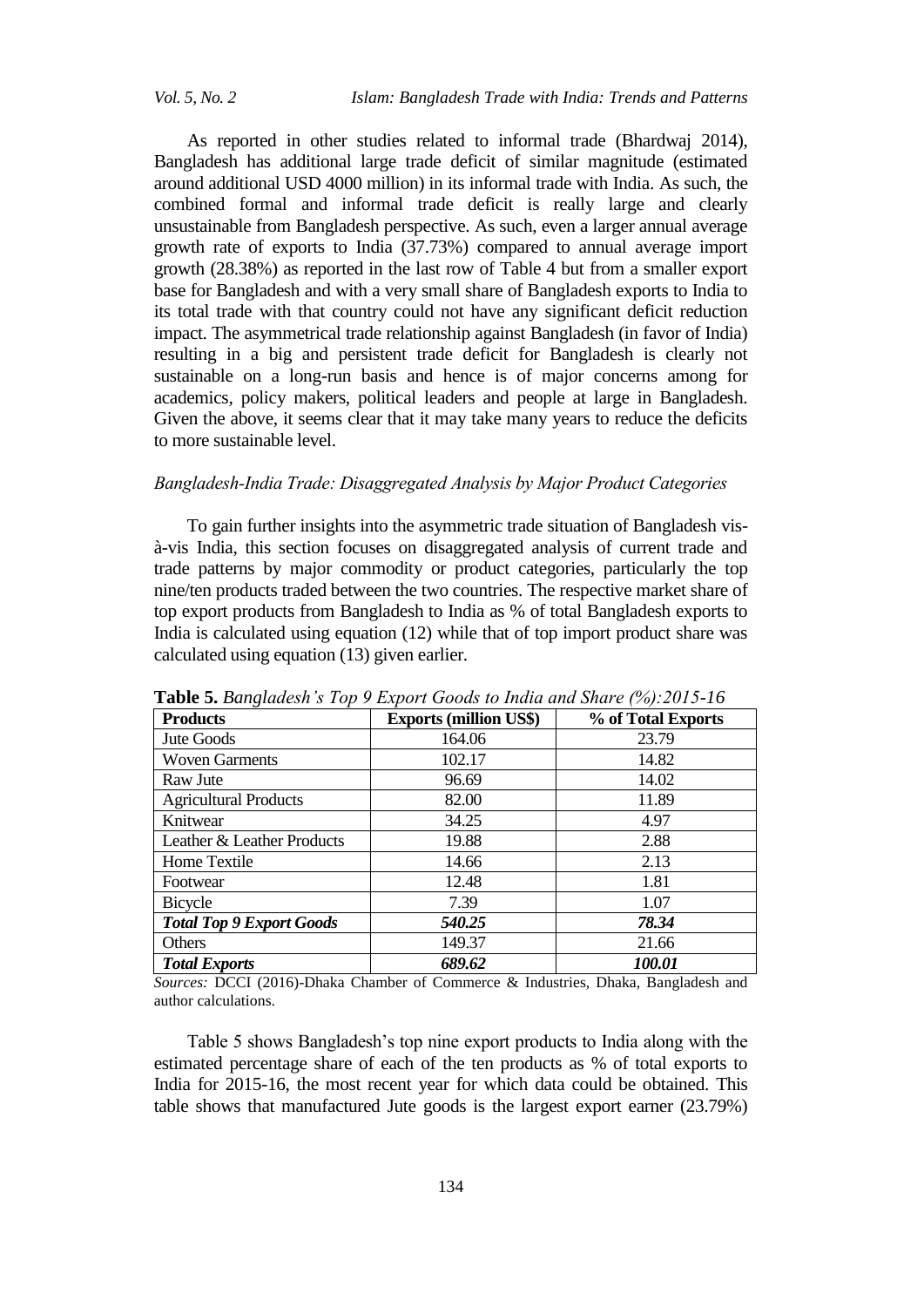As reported in other studies related to informal trade (Bhardwaj 2014), Bangladesh has additional large trade deficit of similar magnitude (estimated around additional USD 4000 million) in its informal trade with India. As such, the combined formal and informal trade deficit is really large and clearly unsustainable from Bangladesh perspective. As such, even a larger annual average growth rate of exports to India (37.73%) compared to annual average import growth (28.38%) as reported in the last row of Table 4 but from a smaller export base for Bangladesh and with a very small share of Bangladesh exports to India to its total trade with that country could not have any significant deficit reduction impact. The asymmetrical trade relationship against Bangladesh (in favor of India) resulting in a big and persistent trade deficit for Bangladesh is clearly not sustainable on a long-run basis and hence is of major concerns among for academics, policy makers, political leaders and people at large in Bangladesh. Given the above, it seems clear that it may take many years to reduce the deficits to more sustainable level.

### *Bangladesh-India Trade: Disaggregated Analysis by Major Product Categories*

To gain further insights into the asymmetric trade situation of Bangladesh vis-à-vis India, this section focuses on disaggregated analysis of current trade and trade patterns by major commodity or product categories, particularly the top nine/ten products traded between the two countries. The respective market share of top export products from Bangladesh to India as % of total Bangladesh exports to India is calculated using equation (12) while that of top import product share was calculated using equation (13) given earlier.

**Table 5.** *Bangladesh's Top 9 Export Goods to India and Share (%):2015-16*

| Products | Exports (million US$) | % of Total Exports |
|---|---|---|
| Jute Goods | 164.06 | 23.79 |
| Woven Garments | 102.17 | 14.82 |
| Raw Jute | 96.69 | 14.02 |
| Agricultural Products | 82.00 | 11.89 |
| Knitwear | 34.25 | 4.97 |
| Leather & Leather Products | 19.88 | 2.88 |
| Home Textile | 14.66 | 2.13 |
| Footwear | 12.48 | 1.81 |
| Bicycle | 7.39 | 1.07 |
| ***Total Top 9 Export Goods*** | ***540.25*** | ***78.34*** |
| Others | 149.37 | 21.66 |
| ***Total Exports*** | ***689.62*** | ***100.01*** |

*Sources:* DCCI (2016)-Dhaka Chamber of Commerce & Industries, Dhaka, Bangladesh and author calculations.

Table 5 shows Bangladesh's top nine export products to India along with the estimated percentage share of each of the ten products as % of total exports to India for 2015-16, the most recent year for which data could be obtained. This table shows that manufactured Jute goods is the largest export earner (23.79%)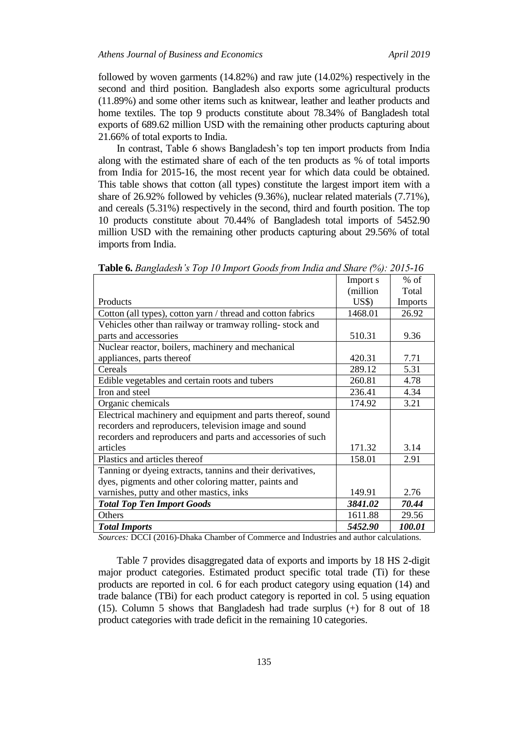followed by woven garments (14.82%) and raw jute (14.02%) respectively in the second and third position. Bangladesh also exports some agricultural products (11.89%) and some other items such as knitwear, leather and leather products and home textiles. The top 9 products constitute about 78.34% of Bangladesh total exports of 689.62 million USD with the remaining other products capturing about 21.66% of total exports to India.

In contrast, Table 6 shows Bangladesh's top ten import products from India along with the estimated share of each of the ten products as % of total imports from India for 2015-16, the most recent year for which data could be obtained. This table shows that cotton (all types) constitute the largest import item with a share of 26.92% followed by vehicles (9.36%), nuclear related materials (7.71%), and cereals (5.31%) respectively in the second, third and fourth position. The top 10 products constitute about 70.44% of Bangladesh total imports of 5452.90 million USD with the remaining other products capturing about 29.56% of total imports from India.

**Table 6.** *Bangladesh's Top 10 Import Goods from India and Share (%): 2015-16*

| Products | Import s (million US$) | % of Total Imports |
|---|---|---|
| Cotton (all types), cotton yarn / thread and cotton fabrics | 1468.01 | 26.92 |
| Vehicles other than railway or tramway rolling- stock and parts and accessories | 510.31 | 9.36 |
| Nuclear reactor, boilers, machinery and mechanical appliances, parts thereof | 420.31 | 7.71 |
| Cereals | 289.12 | 5.31 |
| Edible vegetables and certain roots and tubers | 260.81 | 4.78 |
| Iron and steel | 236.41 | 4.34 |
| Organic chemicals | 174.92 | 3.21 |
| Electrical machinery and equipment and parts thereof, sound recorders and reproducers, television image and sound recorders and reproducers and parts and accessories of such articles | 171.32 | 3.14 |
| Plastics and articles thereof | 158.01 | 2.91 |
| Tanning or dyeing extracts, tannins and their derivatives, dyes, pigments and other coloring matter, paints and varnishes, putty and other mastics, inks | 149.91 | 2.76 |
| ***Total Top Ten Import Goods*** | ***3841.02*** | ***70.44*** |
| Others | 1611.88 | 29.56 |
| ***Total Imports*** | ***5452.90*** | ***100.01*** |

*Sources:* DCCI (2016)-Dhaka Chamber of Commerce and Industries and author calculations.

Table 7 provides disaggregated data of exports and imports by 18 HS 2-digit major product categories. Estimated product specific total trade (Ti) for these products are reported in col. 6 for each product category using equation (14) and trade balance (TBi) for each product category is reported in col. 5 using equation (15). Column 5 shows that Bangladesh had trade surplus (+) for 8 out of 18 product categories with trade deficit in the remaining 10 categories.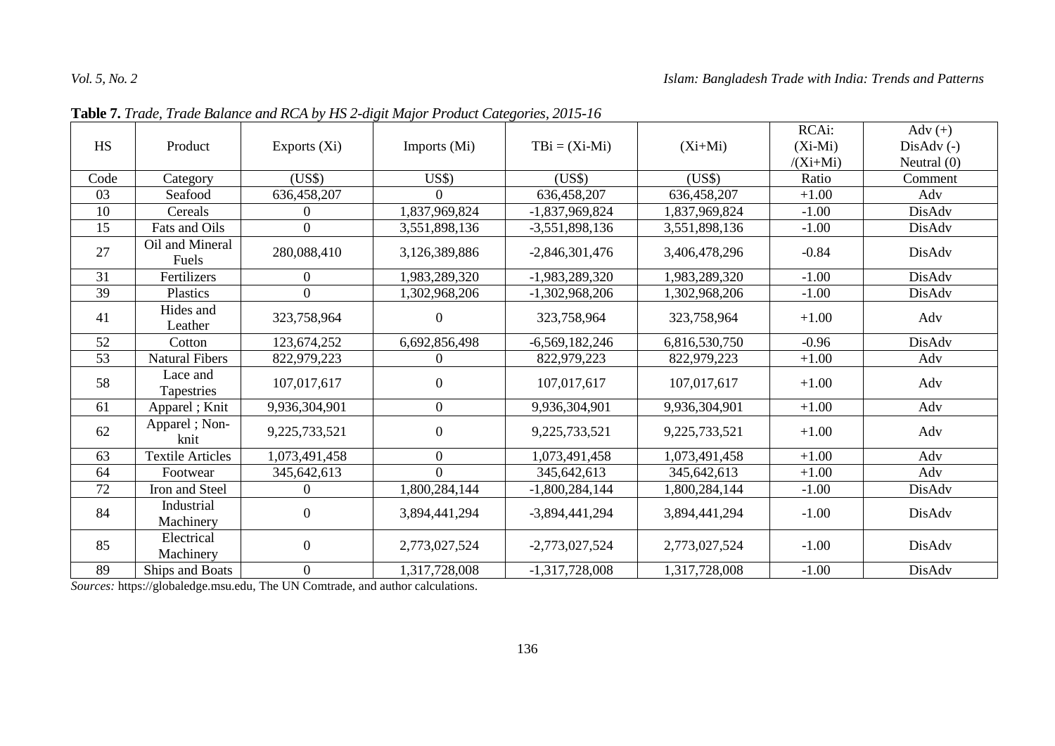**Table 7.** *Trade, Trade Balance and RCA by HS 2-digit Major Product Categories, 2015-16*

| HS | Product | Exports (Xi) | Imports (Mi) | TBi = (Xi-Mi) | (Xi+Mi) | RCAi: (Xi-Mi) /(Xi+Mi) | Adv (+) DisAdv (-) Neutral (0) |
|---|---|---|---|---|---|---|---|
| Code | Category | (US$) | US$) | (US$) | (US$) | Ratio | Comment |
| 03 | Seafood | 636,458,207 | 0 | 636,458,207 | 636,458,207 | +1.00 | Adv |
| 10 | Cereals | 0 | 1,837,969,824 | -1,837,969,824 | 1,837,969,824 | -1.00 | DisAdv |
| 15 | Fats and Oils | 0 | 3,551,898,136 | -3,551,898,136 | 3,551,898,136 | -1.00 | DisAdv |
| 27 | Oil and Mineral Fuels | 280,088,410 | 3,126,389,886 | -2,846,301,476 | 3,406,478,296 | -0.84 | DisAdv |
| 31 | Fertilizers | 0 | 1,983,289,320 | -1,983,289,320 | 1,983,289,320 | -1.00 | DisAdv |
| 39 | Plastics | 0 | 1,302,968,206 | -1,302,968,206 | 1,302,968,206 | -1.00 | DisAdv |
| 41 | Hides and Leather | 323,758,964 | 0 | 323,758,964 | 323,758,964 | +1.00 | Adv |
| 52 | Cotton | 123,674,252 | 6,692,856,498 | -6,569,182,246 | 6,816,530,750 | -0.96 | DisAdv |
| 53 | Natural Fibers | 822,979,223 | 0 | 822,979,223 | 822,979,223 | +1.00 | Adv |
| 58 | Lace and Tapestries | 107,017,617 | 0 | 107,017,617 | 107,017,617 | +1.00 | Adv |
| 61 | Apparel ; Knit | 9,936,304,901 | 0 | 9,936,304,901 | 9,936,304,901 | +1.00 | Adv |
| 62 | Apparel ; Non-knit | 9,225,733,521 | 0 | 9,225,733,521 | 9,225,733,521 | +1.00 | Adv |
| 63 | Textile Articles | 1,073,491,458 | 0 | 1,073,491,458 | 1,073,491,458 | +1.00 | Adv |
| 64 | Footwear | 345,642,613 | 0 | 345,642,613 | 345,642,613 | +1.00 | Adv |
| 72 | Iron and Steel | 0 | 1,800,284,144 | -1,800,284,144 | 1,800,284,144 | -1.00 | DisAdv |
| 84 | Industrial Machinery | 0 | 3,894,441,294 | -3,894,441,294 | 3,894,441,294 | -1.00 | DisAdv |
| 85 | Electrical Machinery | 0 | 2,773,027,524 | -2,773,027,524 | 2,773,027,524 | -1.00 | DisAdv |
| 89 | Ships and Boats | 0 | 1,317,728,008 | -1,317,728,008 | 1,317,728,008 | -1.00 | DisAdv |

*Sources:* https://globaledge.msu.edu, The UN Comtrade, and author calculations.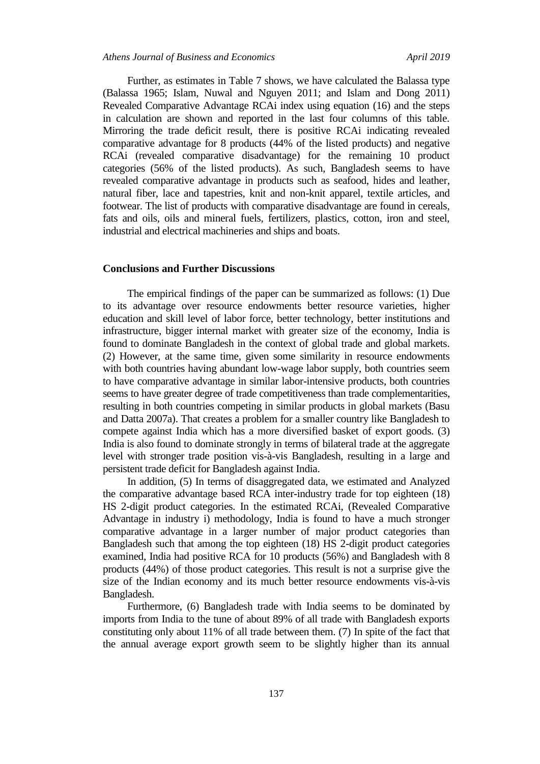Further, as estimates in Table 7 shows, we have calculated the Balassa type (Balassa 1965; Islam, Nuwal and Nguyen 2011; and Islam and Dong 2011) Revealed Comparative Advantage RCAi index using equation (16) and the steps in calculation are shown and reported in the last four columns of this table. Mirroring the trade deficit result, there is positive RCAi indicating revealed comparative advantage for 8 products (44% of the listed products) and negative RCAi (revealed comparative disadvantage) for the remaining 10 product categories (56% of the listed products). As such, Bangladesh seems to have revealed comparative advantage in products such as seafood, hides and leather, natural fiber, lace and tapestries, knit and non-knit apparel, textile articles, and footwear. The list of products with comparative disadvantage are found in cereals, fats and oils, oils and mineral fuels, fertilizers, plastics, cotton, iron and steel, industrial and electrical machineries and ships and boats.

## Conclusions and Further Discussions

The empirical findings of the paper can be summarized as follows: (1) Due to its advantage over resource endowments better resource varieties, higher education and skill level of labor force, better technology, better institutions and infrastructure, bigger internal market with greater size of the economy, India is found to dominate Bangladesh in the context of global trade and global markets. (2) However, at the same time, given some similarity in resource endowments with both countries having abundant low-wage labor supply, both countries seem to have comparative advantage in similar labor-intensive products, both countries seems to have greater degree of trade competitiveness than trade complementarities, resulting in both countries competing in similar products in global markets (Basu and Datta 2007a). That creates a problem for a smaller country like Bangladesh to compete against India which has a more diversified basket of export goods. (3) India is also found to dominate strongly in terms of bilateral trade at the aggregate level with stronger trade position vis-à-vis Bangladesh, resulting in a large and persistent trade deficit for Bangladesh against India.

In addition, (5) In terms of disaggregated data, we estimated and Analyzed the comparative advantage based RCA inter-industry trade for top eighteen (18) HS 2-digit product categories. In the estimated RCAi, (Revealed Comparative Advantage in industry i) methodology, India is found to have a much stronger comparative advantage in a larger number of major product categories than Bangladesh such that among the top eighteen (18) HS 2-digit product categories examined, India had positive RCA for 10 products (56%) and Bangladesh with 8 products (44%) of those product categories. This result is not a surprise give the size of the Indian economy and its much better resource endowments vis-à-vis Bangladesh.

Furthermore, (6) Bangladesh trade with India seems to be dominated by imports from India to the tune of about 89% of all trade with Bangladesh exports constituting only about 11% of all trade between them. (7) In spite of the fact that the annual average export growth seem to be slightly higher than its annual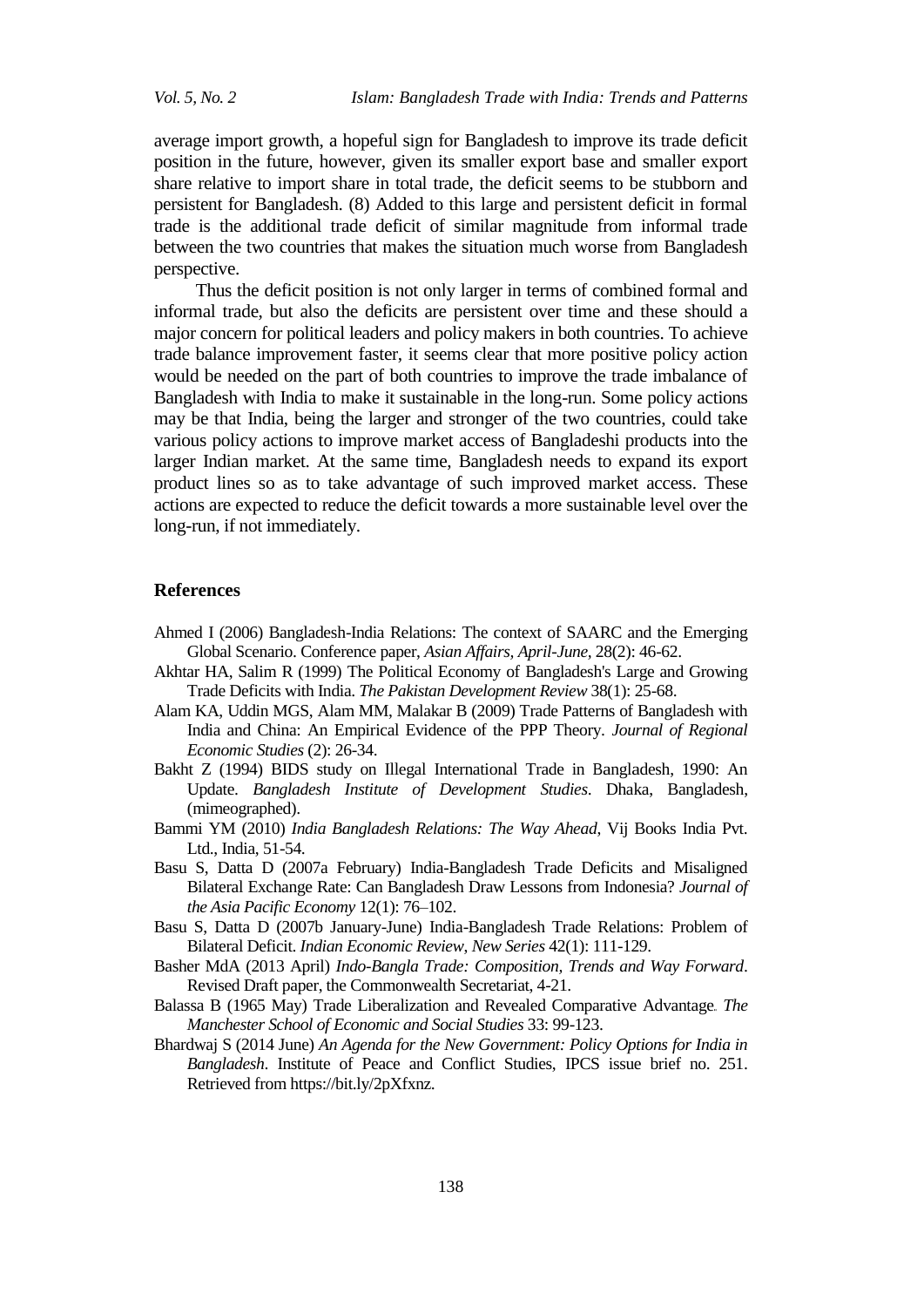average import growth, a hopeful sign for Bangladesh to improve its trade deficit position in the future, however, given its smaller export base and smaller export share relative to import share in total trade, the deficit seems to be stubborn and persistent for Bangladesh. (8) Added to this large and persistent deficit in formal trade is the additional trade deficit of similar magnitude from informal trade between the two countries that makes the situation much worse from Bangladesh perspective.

Thus the deficit position is not only larger in terms of combined formal and informal trade, but also the deficits are persistent over time and these should a major concern for political leaders and policy makers in both countries. To achieve trade balance improvement faster, it seems clear that more positive policy action would be needed on the part of both countries to improve the trade imbalance of Bangladesh with India to make it sustainable in the long-run. Some policy actions may be that India, being the larger and stronger of the two countries, could take various policy actions to improve market access of Bangladeshi products into the larger Indian market. At the same time, Bangladesh needs to expand its export product lines so as to take advantage of such improved market access. These actions are expected to reduce the deficit towards a more sustainable level over the long-run, if not immediately.

## References

Ahmed I (2006) Bangladesh-India Relations: The context of SAARC and the Emerging Global Scenario. Conference paper, *Asian Affairs, April-June*, 28(2): 46-62.

Akhtar HA, Salim R (1999) The Political Economy of Bangladesh's Large and Growing Trade Deficits with India. *The Pakistan Development Review* 38(1): 25-68.

Alam KA, Uddin MGS, Alam MM, Malakar B (2009) Trade Patterns of Bangladesh with India and China: An Empirical Evidence of the PPP Theory. *Journal of Regional Economic Studies* (2): 26-34.

Bakht Z (1994) BIDS study on Illegal International Trade in Bangladesh, 1990: An Update. *Bangladesh Institute of Development Studies*. Dhaka, Bangladesh, (mimeographed).

Bammi YM (2010) *India Bangladesh Relations: The Way Ahead*, Vij Books India Pvt. Ltd., India, 51-54.

Basu S, Datta D (2007a February) India-Bangladesh Trade Deficits and Misaligned Bilateral Exchange Rate: Can Bangladesh Draw Lessons from Indonesia? *Journal of the Asia Pacific Economy* 12(1): 76–102.

Basu S, Datta D (2007b January-June) India-Bangladesh Trade Relations: Problem of Bilateral Deficit. *Indian Economic Review, New Series* 42(1): 111-129.

Basher MdA (2013 April) *Indo-Bangla Trade: Composition, Trends and Way Forward*. Revised Draft paper, the Commonwealth Secretariat, 4-21.

Balassa B (1965 May) Trade Liberalization and Revealed Comparative Advantage. *The Manchester School of Economic and Social Studies* 33: 99-123.

Bhardwaj S (2014 June) *An Agenda for the New Government: Policy Options for India in Bangladesh*. Institute of Peace and Conflict Studies, IPCS issue brief no. 251. Retrieved from https://bit.ly/2pXfxnz.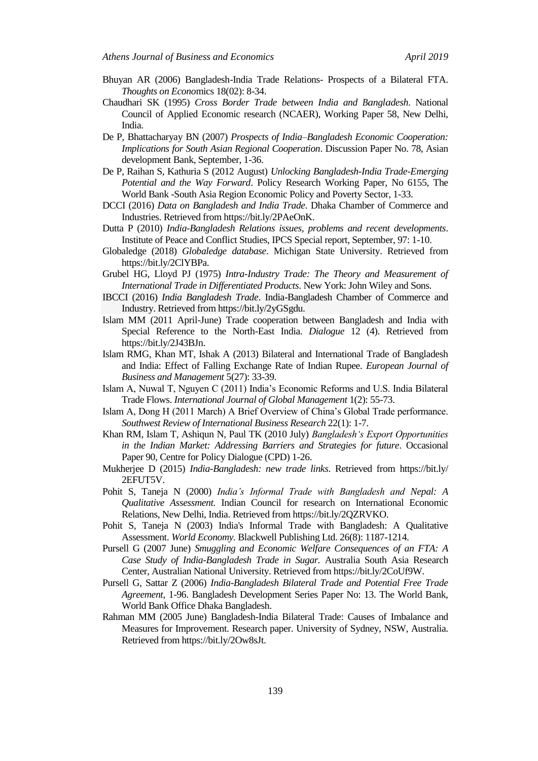Bhuyan AR (2006) Bangladesh-India Trade Relations- Prospects of a Bilateral FTA. *Thoughts on Economics* 18(02): 8-34.

Chaudhari SK (1995) *Cross Border Trade between India and Bangladesh*. National Council of Applied Economic research (NCAER), Working Paper 58, New Delhi, India.

De P, Bhattacharyay BN (2007) *Prospects of India–Bangladesh Economic Cooperation: Implications for South Asian Regional Cooperation*. Discussion Paper No. 78, Asian development Bank, September, 1-36.

De P, Raihan S, Kathuria S (2012 August) *Unlocking Bangladesh-India Trade-Emerging Potential and the Way Forward*. Policy Research Working Paper, No 6155, The World Bank -South Asia Region Economic Policy and Poverty Sector, 1-33.

DCCI (2016) *Data on Bangladesh and India Trade*. Dhaka Chamber of Commerce and Industries. Retrieved from https://bit.ly/2PAeOnK.

Dutta P (2010) *India-Bangladesh Relations issues, problems and recent developments*. Institute of Peace and Conflict Studies, IPCS Special report, September, 97: 1-10.

Globaledge (2018) *Globaledge database*. Michigan State University. Retrieved from https://bit.ly/2ClYBPa.

Grubel HG, Lloyd PJ (1975) *Intra-Industry Trade: The Theory and Measurement of International Trade in Differentiated Products*. New York: John Wiley and Sons.

IBCCI (2016) *India Bangladesh Trade*. India-Bangladesh Chamber of Commerce and Industry. Retrieved from https://bit.ly/2yGSgdu.

Islam MM (2011 April-June) Trade cooperation between Bangladesh and India with Special Reference to the North-East India. *Dialogue* 12 (4). Retrieved from https://bit.ly/2J43BJn.

Islam RMG, Khan MT, Ishak A (2013) Bilateral and International Trade of Bangladesh and India: Effect of Falling Exchange Rate of Indian Rupee. *European Journal of Business and Management* 5(27): 33-39.

Islam A, Nuwal T, Nguyen C (2011) India's Economic Reforms and U.S. India Bilateral Trade Flows. *International Journal of Global Management* 1(2): 55-73.

Islam A, Dong H (2011 March) A Brief Overview of China's Global Trade performance. *Southwest Review of International Business Research* 22(1): 1-7.

Khan RM, Islam T, Ashiqun N, Paul TK (2010 July) *Bangladesh's Export Opportunities in the Indian Market: Addressing Barriers and Strategies for future*. Occasional Paper 90, Centre for Policy Dialogue (CPD) 1-26.

Mukherjee D (2015) *India-Bangladesh: new trade links*. Retrieved from https://bit.ly/2EFUT5V.

Pohit S, Taneja N (2000) *India's Informal Trade with Bangladesh and Nepal: A Qualitative Assessment*. Indian Council for research on International Economic Relations, New Delhi, India. Retrieved from https://bit.ly/2QZRVKO.

Pohit S, Taneja N (2003) India's Informal Trade with Bangladesh: A Qualitative Assessment. *World Economy*. Blackwell Publishing Ltd. 26(8): 1187-1214.

Pursell G (2007 June) *Smuggling and Economic Welfare Consequences of an FTA: A Case Study of India-Bangladesh Trade in Sugar*. Australia South Asia Research Center, Australian National University. Retrieved from https://bit.ly/2CoUf9W.

Pursell G, Sattar Z (2006) *India-Bangladesh Bilateral Trade and Potential Free Trade Agreement*, 1-96. Bangladesh Development Series Paper No: 13. The World Bank, World Bank Office Dhaka Bangladesh.

Rahman MM (2005 June) Bangladesh-India Bilateral Trade: Causes of Imbalance and Measures for Improvement. Research paper. University of Sydney, NSW, Australia. Retrieved from https://bit.ly/2Ow8sJt.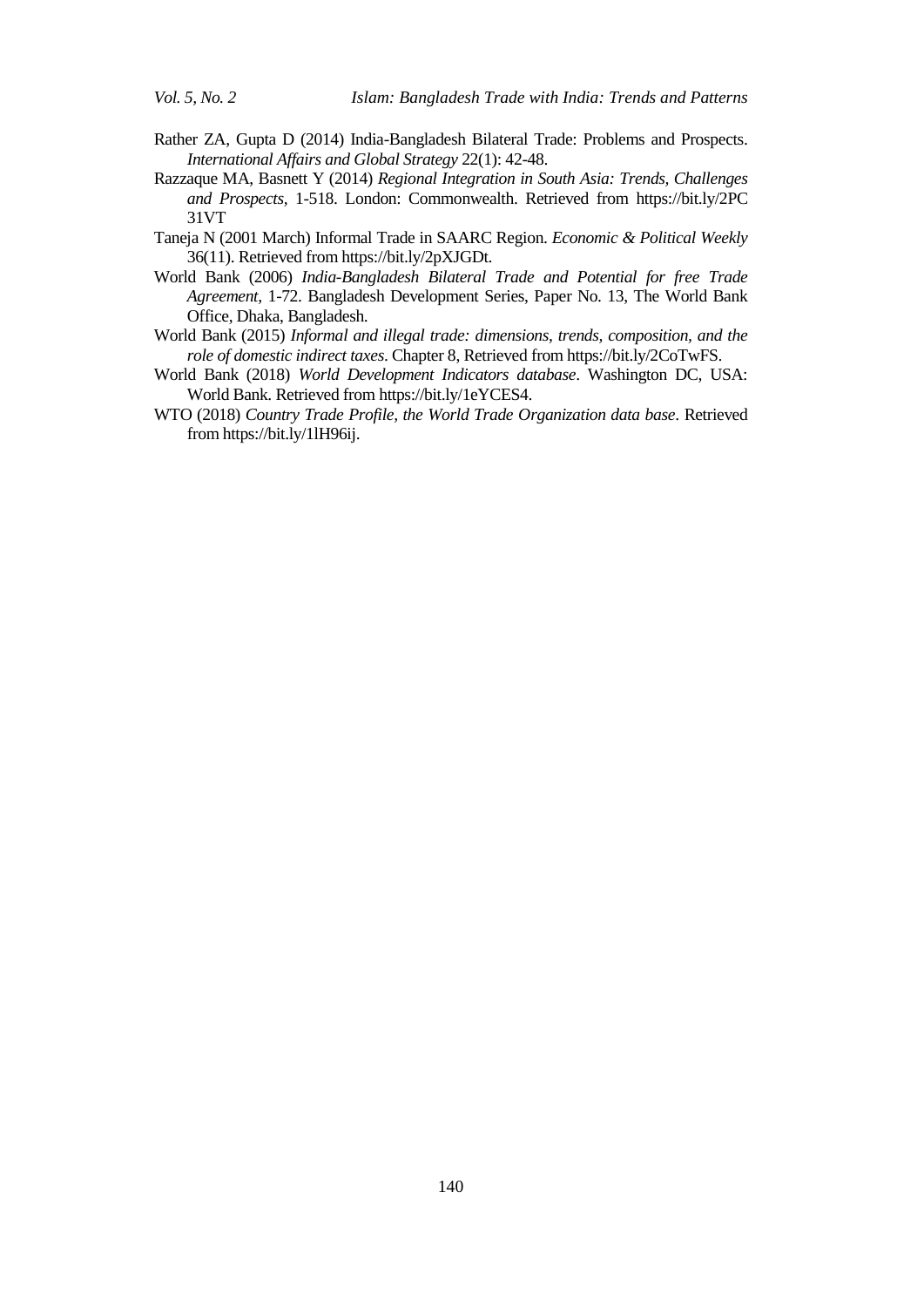Rather ZA, Gupta D (2014) India-Bangladesh Bilateral Trade: Problems and Prospects. *International Affairs and Global Strategy* 22(1): 42-48.

Razzaque MA, Basnett Y (2014) *Regional Integration in South Asia: Trends, Challenges and Prospects*, 1-518. London: Commonwealth. Retrieved from https://bit.ly/2PC31VT

Taneja N (2001 March) Informal Trade in SAARC Region. *Economic & Political Weekly* 36(11). Retrieved from https://bit.ly/2pXJGDt.

World Bank (2006) *India-Bangladesh Bilateral Trade and Potential for free Trade Agreement*, 1-72. Bangladesh Development Series, Paper No. 13, The World Bank Office, Dhaka, Bangladesh.

World Bank (2015) *Informal and illegal trade: dimensions, trends, composition, and the role of domestic indirect taxes*. Chapter 8, Retrieved from https://bit.ly/2CoTwFS.

World Bank (2018) *World Development Indicators database*. Washington DC, USA: World Bank. Retrieved from https://bit.ly/1eYCES4.

WTO (2018) *Country Trade Profile, the World Trade Organization data base*. Retrieved from https://bit.ly/1lH96ij.